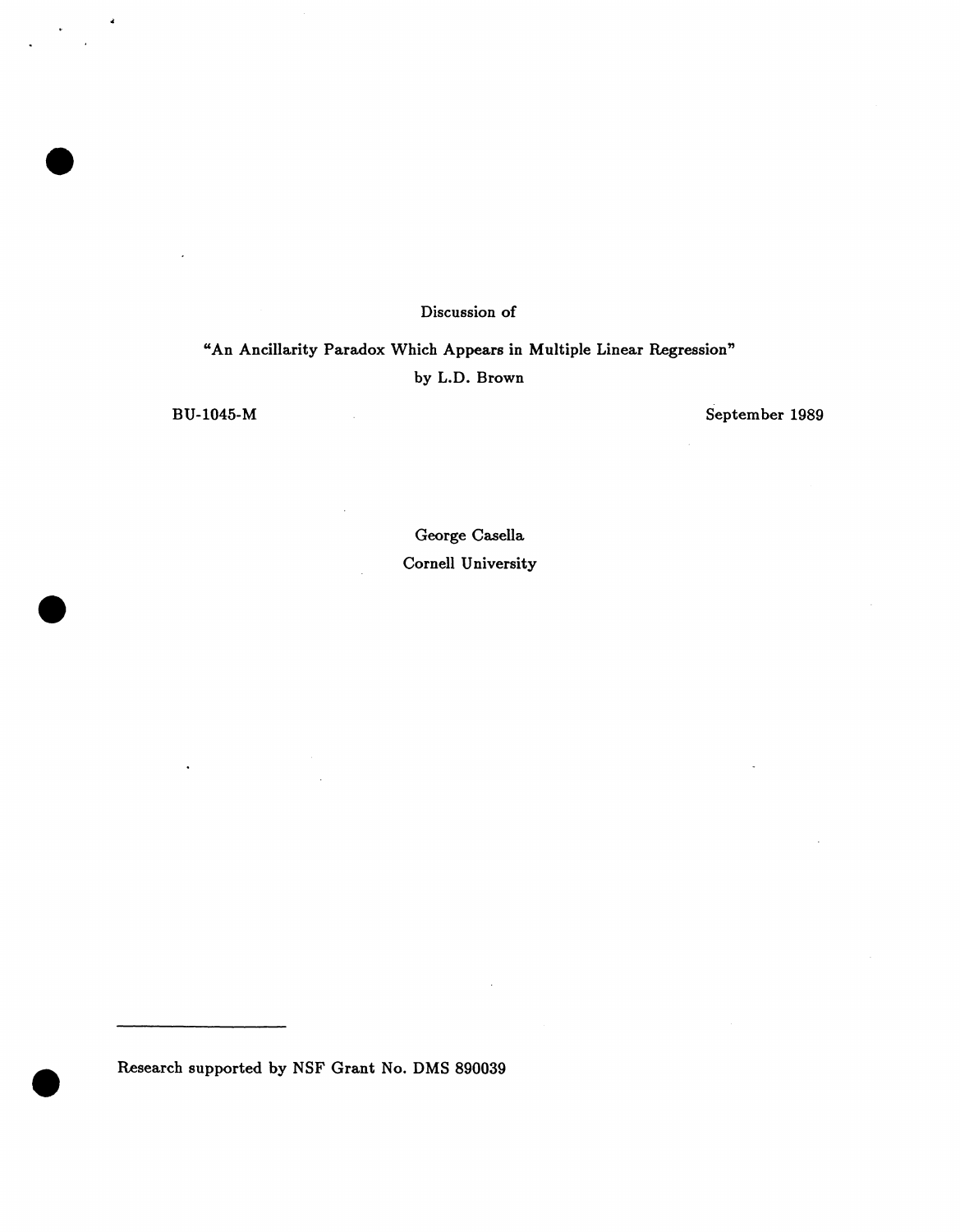Discussion of

"An Ancillarity Paradox Which Appears in Multiple Linear Regression"

by L.D. Brown

BU-1045-M

September 1989

George Casella

Cornell University

---

Research supported by NSF Grant No. DMS 890039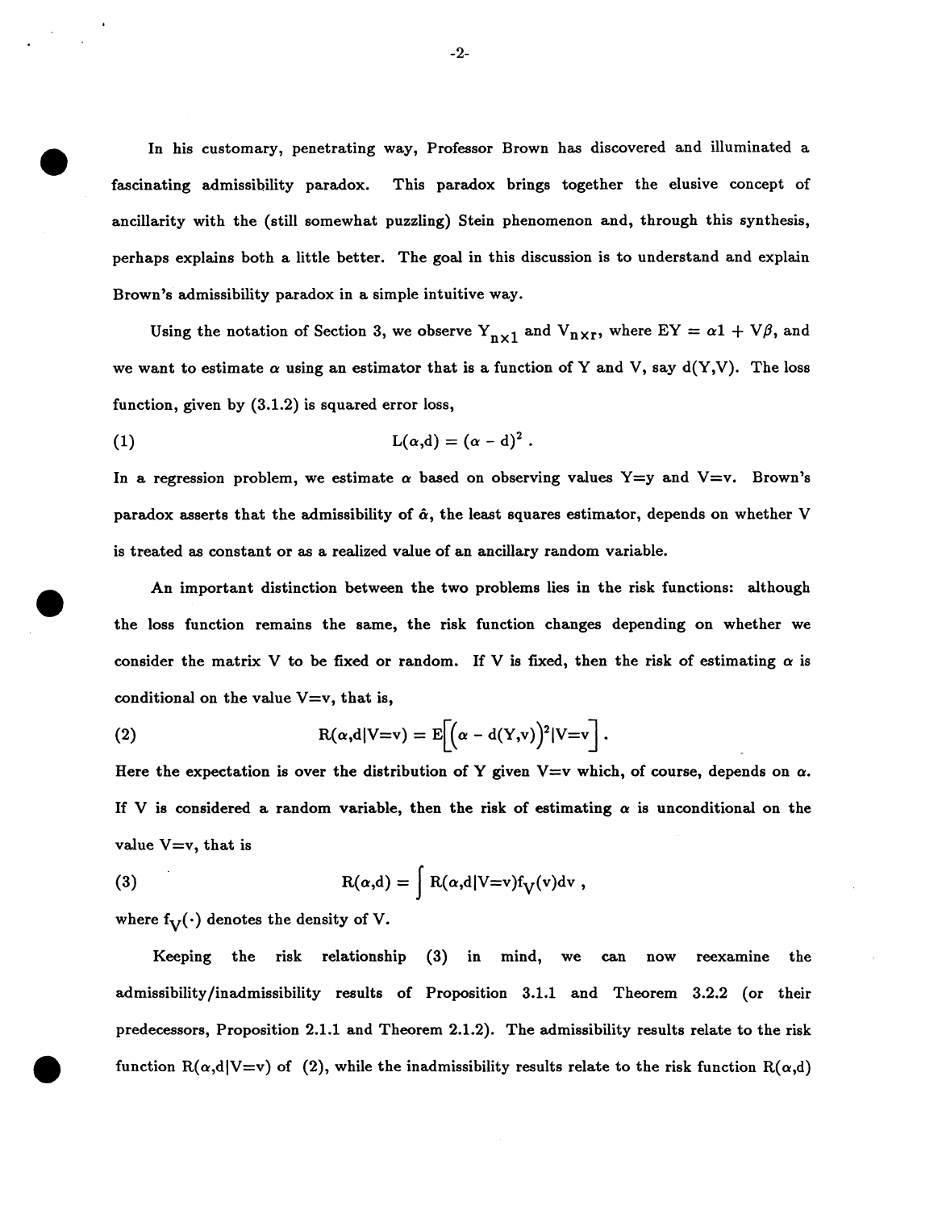In his customary, penetrating way, Professor Brown has discovered and illuminated a fascinating admissibility paradox. This paradox brings together the elusive concept of ancillarity with the (still somewhat puzzling) Stein phenomenon and, through this synthesis, perhaps explains both a little better. The goal in this discussion is to understand and explain Brown's admissibility paradox in a simple intuitive way.

Using the notation of Section 3, we observe $Y_{n\times 1}$ and $V_{n\times r}$, where $EY = \alpha 1 + V\beta$, and we want to estimate $\alpha$ using an estimator that is a function of Y and V, say d(Y,V). The loss function, given by (3.1.2) is squared error loss,

$$L(\alpha,d) = (\alpha - d)^2 . \tag{1}$$

In a regression problem, we estimate $\alpha$ based on observing values Y=y and V=v. Brown's paradox asserts that the admissibility of $\hat{\alpha}$, the least squares estimator, depends on whether V is treated as constant or as a realized value of an ancillary random variable.

An important distinction between the two problems lies in the risk functions: although the loss function remains the same, the risk function changes depending on whether we consider the matrix V to be fixed or random. If V is fixed, then the risk of estimating $\alpha$ is conditional on the value V=v, that is,

$$R(\alpha,d|V=v) = E\Big[\big(\alpha - d(Y,v)\big)^2|V=v\Big] . \tag{2}$$

Here the expectation is over the distribution of Y given V=v which, of course, depends on $\alpha$. If V is considered a random variable, then the risk of estimating $\alpha$ is unconditional on the value V=v, that is

$$R(\alpha,d) = \int R(\alpha,d|V=v)f_V(v)dv , \tag{3}$$

where $f_V(\cdot)$ denotes the density of V.

Keeping the risk relationship (3) in mind, we can now reexamine the admissibility/inadmissibility results of Proposition 3.1.1 and Theorem 3.2.2 (or their predecessors, Proposition 2.1.1 and Theorem 2.1.2). The admissibility results relate to the risk function $R(\alpha,d|V=v)$ of (2), while the inadmissibility results relate to the risk function $R(\alpha,d)$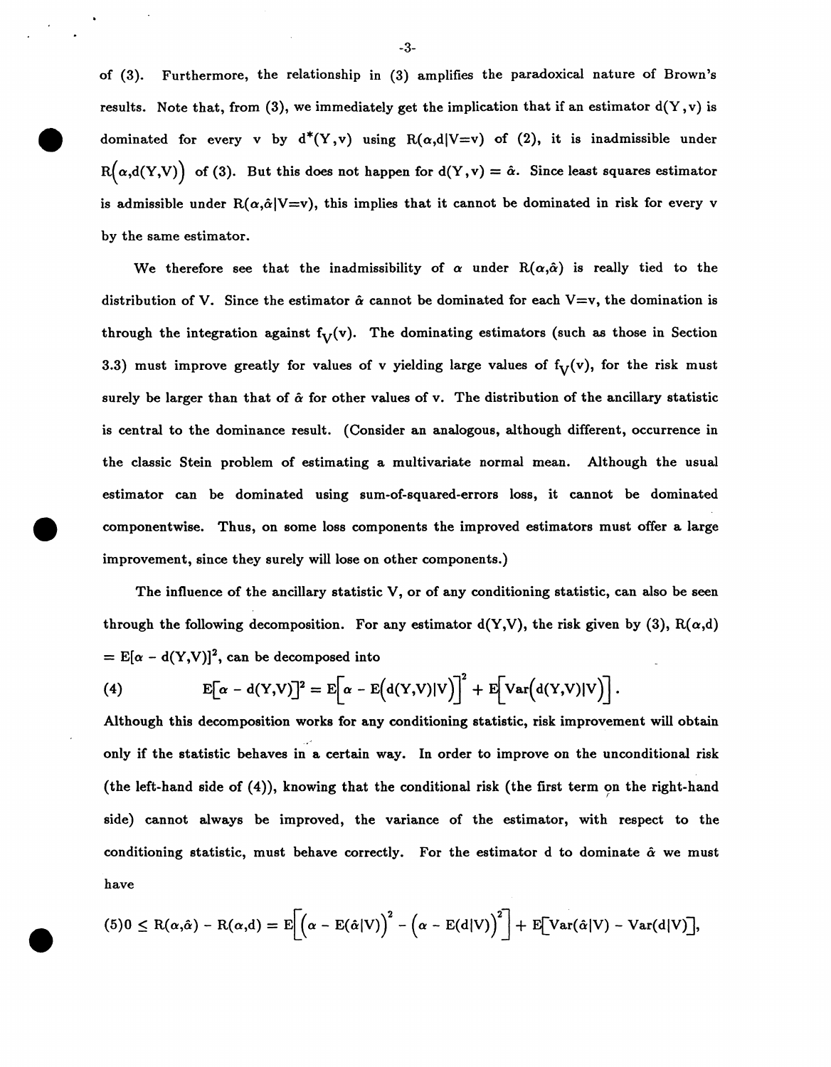of (3). Furthermore, the relationship in (3) amplifies the paradoxical nature of Brown's results. Note that, from (3), we immediately get the implication that if an estimator $d(Y,v)$ is dominated for every v by $d^*(Y,v)$ using $R(\alpha,d|V=v)$ of (2), it is inadmissible under $R\big(\alpha,d(Y,V)\big)$ of (3). But this does not happen for $d(Y,v) = \hat{\alpha}$. Since least squares estimator is admissible under $R(\alpha,\hat{\alpha}|V=v)$, this implies that it cannot be dominated in risk for every v by the same estimator.

We therefore see that the inadmissibility of $\alpha$ under $R(\alpha,\hat{\alpha})$ is really tied to the distribution of V. Since the estimator $\hat{\alpha}$ cannot be dominated for each V=v, the domination is through the integration against $f_V(v)$. The dominating estimators (such as those in Section 3.3) must improve greatly for values of v yielding large values of $f_V(v)$, for the risk must surely be larger than that of $\hat{\alpha}$ for other values of v. The distribution of the ancillary statistic is central to the dominance result. (Consider an analogous, although different, occurrence in the classic Stein problem of estimating a multivariate normal mean. Although the usual estimator can be dominated using sum-of-squared-errors loss, it cannot be dominated componentwise. Thus, on some loss components the improved estimators must offer a large improvement, since they surely will lose on other components.)

The influence of the ancillary statistic V, or of any conditioning statistic, can also be seen through the following decomposition. For any estimator $d(Y,V)$, the risk given by (3), $R(\alpha,d) = E[\alpha - d(Y,V)]^2$, can be decomposed into

$$(4) \qquad E\big[\alpha - d(Y,V)\big]^2 = E\Big[\alpha - E\big(d(Y,V)|V\big)\Big]^2 + E\Big[\mathrm{Var}\big(d(Y,V)|V\big)\Big].$$

Although this decomposition works for any conditioning statistic, risk improvement will obtain only if the statistic behaves in a certain way. In order to improve on the unconditional risk (the left-hand side of (4)), knowing that the conditional risk (the first term on the right-hand side) cannot always be improved, the variance of the estimator, with respect to the conditioning statistic, must behave correctly. For the estimator d to dominate $\hat{\alpha}$ we must have

$$(5) \quad 0 \le R(\alpha,\hat{\alpha}) - R(\alpha,d) = E\Big[\big(\alpha - E(\hat{\alpha}|V)\big)^2 - \big(\alpha - E(d|V)\big)^2\Big] + E\big[\mathrm{Var}(\hat{\alpha}|V) - \mathrm{Var}(d|V)\big],$$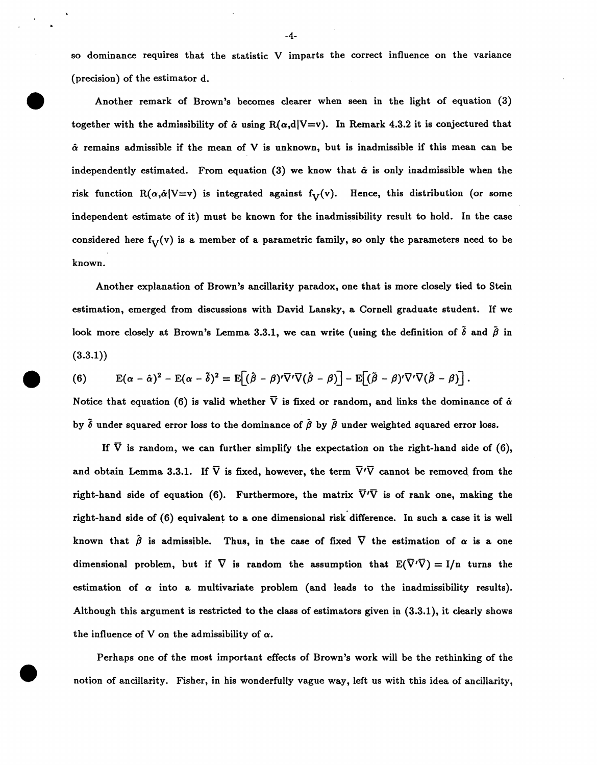so dominance requires that the statistic V imparts the correct influence on the variance (precision) of the estimator d.

Another remark of Brown's becomes clearer when seen in the light of equation (3) together with the admissibility of $\hat{\alpha}$ using $R(\alpha,d|V=v)$. In Remark 4.3.2 it is conjectured that $\hat{\alpha}$ remains admissible if the mean of V is unknown, but is inadmissible if this mean can be independently estimated. From equation (3) we know that $\hat{\alpha}$ is only inadmissible when the risk function $R(\alpha,\hat{\alpha}|V=v)$ is integrated against $f_V(v)$. Hence, this distribution (or some independent estimate of it) must be known for the inadmissibility result to hold. In the case considered here $f_V(v)$ is a member of a parametric family, so only the parameters need to be known.

Another explanation of Brown's ancillarity paradox, one that is more closely tied to Stein estimation, emerged from discussions with David Lansky, a Cornell graduate student. If we look more closely at Brown's Lemma 3.3.1, we can write (using the definition of $\tilde{\delta}$ and $\tilde{\beta}$ in (3.3.1))

$$\text{(6)} \qquad E(\alpha - \hat{\alpha})^2 - E(\alpha - \tilde{\delta})^2 = E\big[(\hat{\beta} - \beta)'\bar{V}'\bar{V}(\hat{\beta} - \beta)\big] - E\big[(\tilde{\beta} - \beta)'\bar{V}'\bar{V}(\tilde{\beta} - \beta)\big] .$$

Notice that equation (6) is valid whether $\bar{V}$ is fixed or random, and links the dominance of $\hat{\alpha}$ by $\tilde{\delta}$ under squared error loss to the dominance of $\hat{\beta}$ by $\tilde{\beta}$ under weighted squared error loss.

If $\bar{V}$ is random, we can further simplify the expectation on the right-hand side of (6), and obtain Lemma 3.3.1. If $\bar{V}$ is fixed, however, the term $\bar{V}'\bar{V}$ cannot be removed from the right-hand side of equation (6). Furthermore, the matrix $\bar{V}'\bar{V}$ is of rank one, making the right-hand side of (6) equivalent to a one dimensional risk difference. In such a case it is well known that $\hat{\beta}$ is admissible. Thus, in the case of fixed $\bar{V}$ the estimation of $\alpha$ is a one dimensional problem, but if $\bar{V}$ is random the assumption that $E(\bar{V}'\bar{V}) = I/n$ turns the estimation of $\alpha$ into a multivariate problem (and leads to the inadmissibility results). Although this argument is restricted to the class of estimators given in (3.3.1), it clearly shows the influence of V on the admissibility of $\alpha$.

Perhaps one of the most important effects of Brown's work will be the rethinking of the notion of ancillarity. Fisher, in his wonderfully vague way, left us with this idea of ancillarity,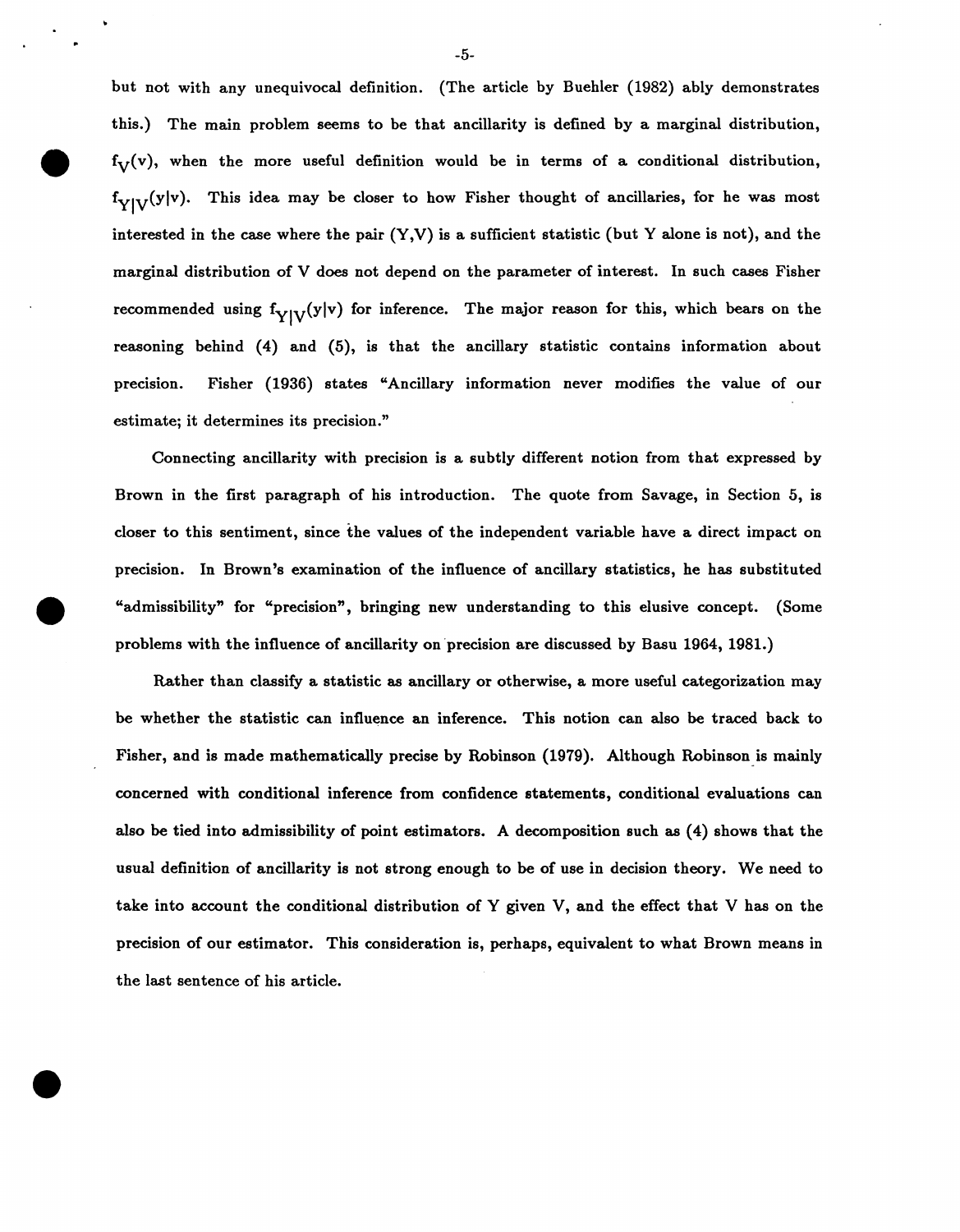but not with any unequivocal definition. (The article by Buehler (1982) ably demonstrates this.) The main problem seems to be that ancillarity is defined by a marginal distribution, $f_V(v)$, when the more useful definition would be in terms of a conditional distribution, $f_{Y|V}(y|v)$. This idea may be closer to how Fisher thought of ancillaries, for he was most interested in the case where the pair (Y,V) is a sufficient statistic (but Y alone is not), and the marginal distribution of V does not depend on the parameter of interest. In such cases Fisher recommended using $f_{Y|V}(y|v)$ for inference. The major reason for this, which bears on the reasoning behind (4) and (5), is that the ancillary statistic contains information about precision. Fisher (1936) states "Ancillary information never modifies the value of our estimate; it determines its precision."

Connecting ancillarity with precision is a subtly different notion from that expressed by Brown in the first paragraph of his introduction. The quote from Savage, in Section 5, is closer to this sentiment, since the values of the independent variable have a direct impact on precision. In Brown's examination of the influence of ancillary statistics, he has substituted "admissibility" for "precision", bringing new understanding to this elusive concept. (Some problems with the influence of ancillarity on precision are discussed by Basu 1964, 1981.)

Rather than classify a statistic as ancillary or otherwise, a more useful categorization may be whether the statistic can influence an inference. This notion can also be traced back to Fisher, and is made mathematically precise by Robinson (1979). Although Robinson is mainly concerned with conditional inference from confidence statements, conditional evaluations can also be tied into admissibility of point estimators. A decomposition such as (4) shows that the usual definition of ancillarity is not strong enough to be of use in decision theory. We need to take into account the conditional distribution of Y given V, and the effect that V has on the precision of our estimator. This consideration is, perhaps, equivalent to what Brown means in the last sentence of his article.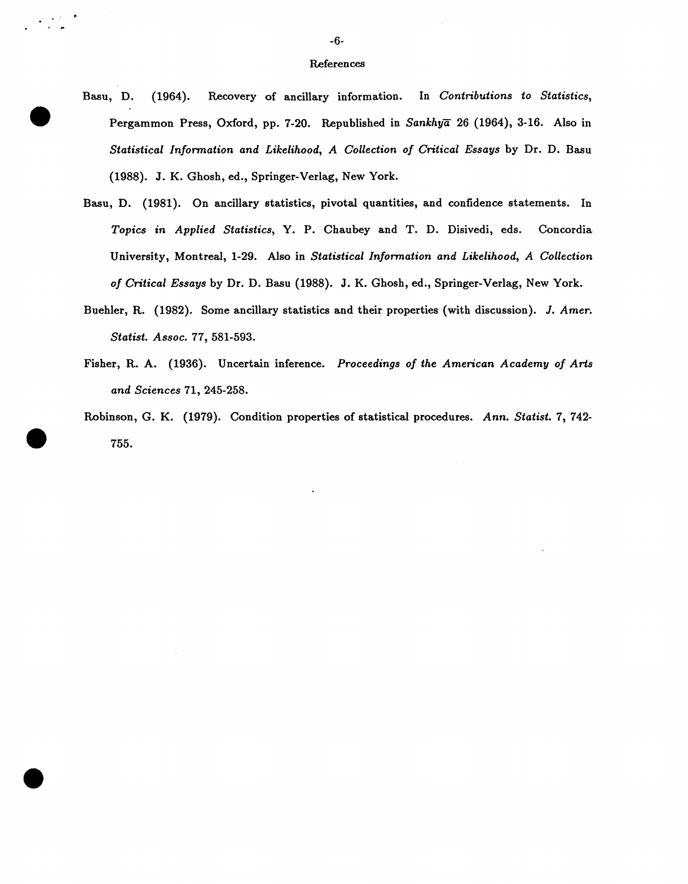## References

Basu, D. (1964). Recovery of ancillary information. In *Contributions to Statistics*, Pergammon Press, Oxford, pp. 7-20. Republished in *Sankhyā* 26 (1964), 3-16. Also in *Statistical Information and Likelihood, A Collection of Critical Essays* by Dr. D. Basu (1988). J. K. Ghosh, ed., Springer-Verlag, New York.

Basu, D. (1981). On ancillary statistics, pivotal quantities, and confidence statements. In *Topics in Applied Statistics*, Y. P. Chaubey and T. D. Disivedi, eds. Concordia University, Montreal, 1-29. Also in *Statistical Information and Likelihood, A Collection of Critical Essays* by Dr. D. Basu (1988). J. K. Ghosh, ed., Springer-Verlag, New York.

Buehler, R. (1982). Some ancillary statistics and their properties (with discussion). *J. Amer. Statist. Assoc.* 77, 581-593.

Fisher, R. A. (1936). Uncertain inference. *Proceedings of the American Academy of Arts and Sciences* 71, 245-258.

Robinson, G. K. (1979). Condition properties of statistical procedures. *Ann. Statist.* 7, 742-755.